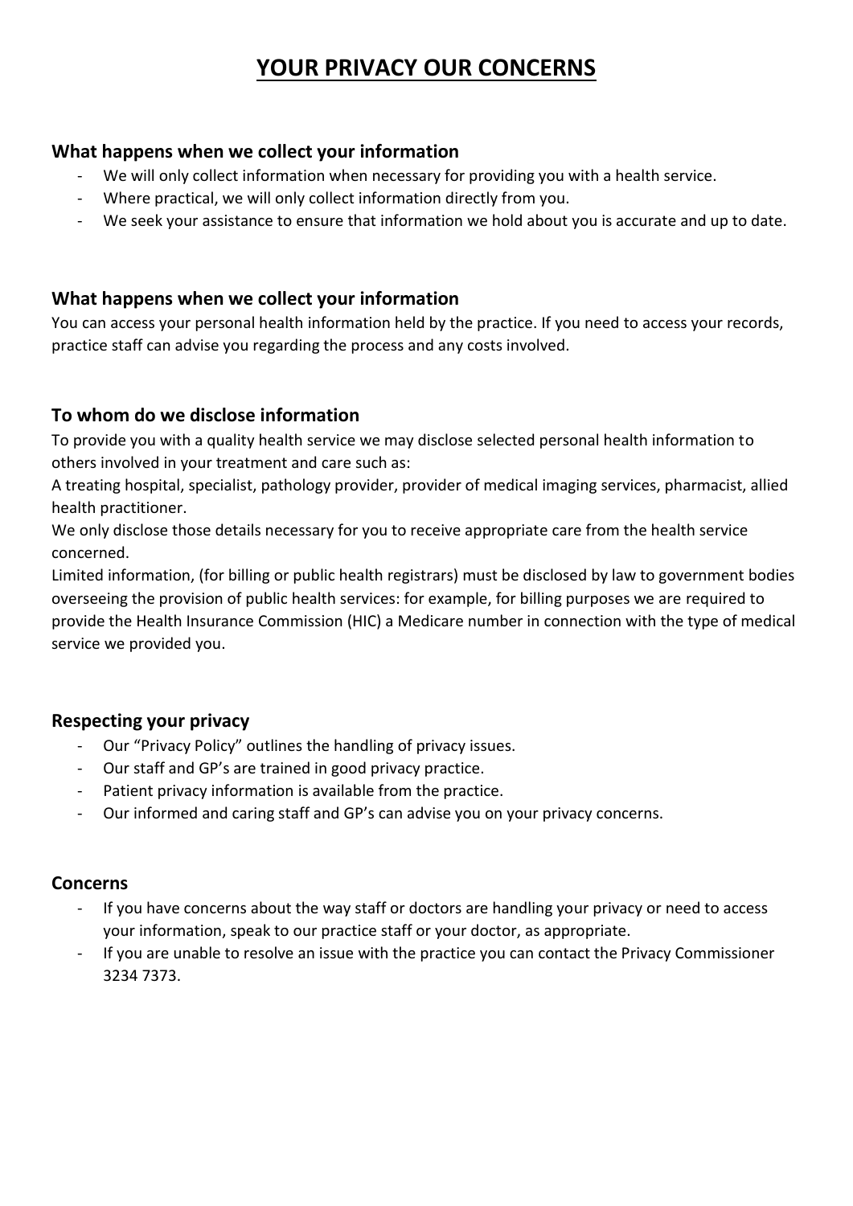# YOUR PRIVACY OUR CONCERNS

## What happens when we collect your information

- We will only collect information when necessary for providing you with a health service.
- Where practical, we will only collect information directly from you.
- We seek your assistance to ensure that information we hold about you is accurate and up to date.

## What happens when we collect your information

You can access your personal health information held by the practice. If you need to access your records, practice staff can advise you regarding the process and any costs involved.

## To whom do we disclose information

To provide you with a quality health service we may disclose selected personal health information to others involved in your treatment and care such as:

A treating hospital, specialist, pathology provider, provider of medical imaging services, pharmacist, allied health practitioner.

We only disclose those details necessary for you to receive appropriate care from the health service concerned.

Limited information, (for billing or public health registrars) must be disclosed by law to government bodies overseeing the provision of public health services: for example, for billing purposes we are required to provide the Health Insurance Commission (HIC) a Medicare number in connection with the type of medical service we provided you.

## Respecting your privacy

- Our "Privacy Policy" outlines the handling of privacy issues.
- Our staff and GP's are trained in good privacy practice.
- Patient privacy information is available from the practice.
- Our informed and caring staff and GP's can advise you on your privacy concerns.

## Concerns

- If you have concerns about the way staff or doctors are handling your privacy or need to access your information, speak to our practice staff or your doctor, as appropriate.
- If you are unable to resolve an issue with the practice you can contact the Privacy Commissioner 3234 7373.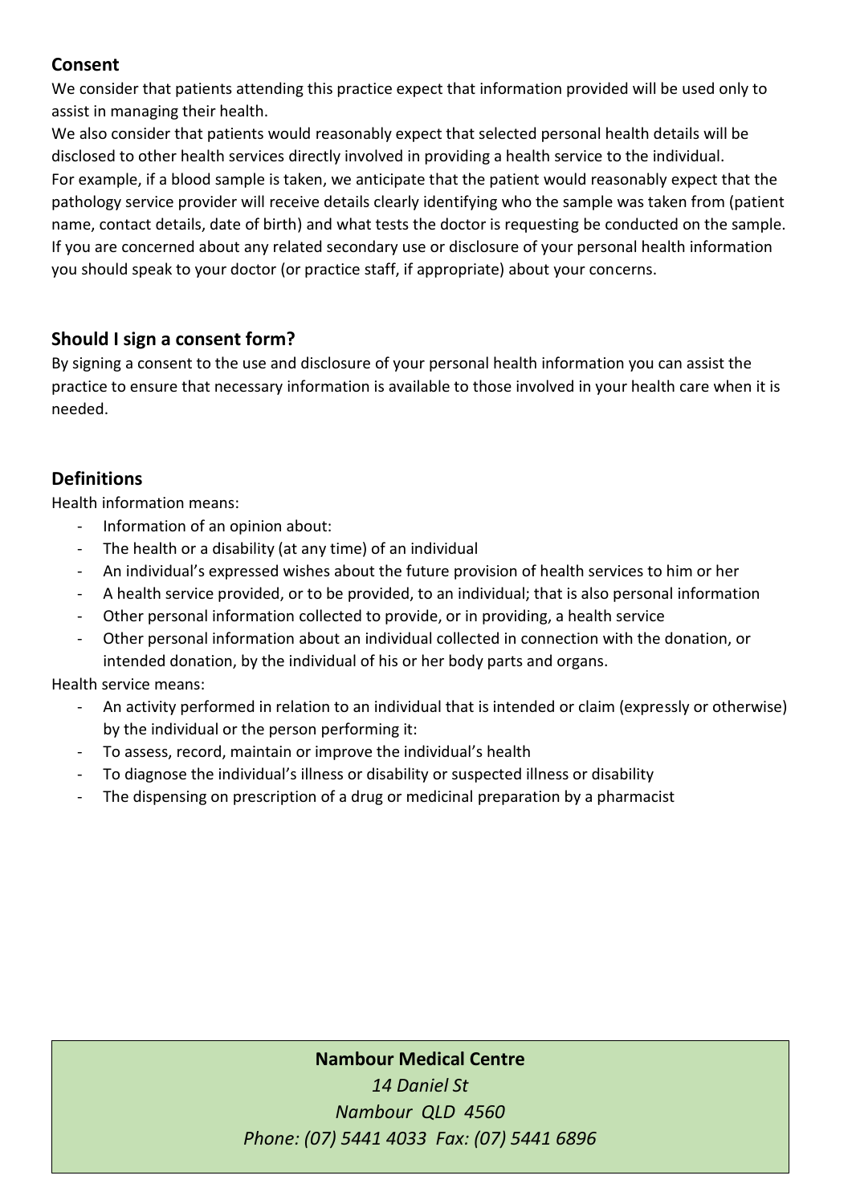## Consent

We consider that patients attending this practice expect that information provided will be used only to assist in managing their health.

We also consider that patients would reasonably expect that selected personal health details will be disclosed to other health services directly involved in providing a health service to the individual.

For example, if a blood sample is taken, we anticipate that the patient would reasonably expect that the pathology service provider will receive details clearly identifying who the sample was taken from (patient name, contact details, date of birth) and what tests the doctor is requesting be conducted on the sample.

If you are concerned about any related secondary use or disclosure of your personal health information you should speak to your doctor (or practice staff, if appropriate) about your concerns.

## Should I sign a consent form?

By signing a consent to the use and disclosure of your personal health information you can assist the practice to ensure that necessary information is available to those involved in your health care when it is needed.

## Definitions

Health information means:

- Information of an opinion about:
- The health or a disability (at any time) of an individual
- An individual's expressed wishes about the future provision of health services to him or her
- A health service provided, or to be provided, to an individual; that is also personal information
- Other personal information collected to provide, or in providing, a health service
- Other personal information about an individual collected in connection with the donation, or intended donation, by the individual of his or her body parts and organs.

Health service means:

- An activity performed in relation to an individual that is intended or claim (expressly or otherwise) by the individual or the person performing it:
- To assess, record, maintain or improve the individual's health
- To diagnose the individual's illness or disability or suspected illness or disability
- The dispensing on prescription of a drug or medicinal preparation by a pharmacist

**Nambour Medical Centre**

*14 Daniel St*

*Nambour QLD 4560*

*Phone: (07) 5441 4033 Fax: (07) 5441 6896*